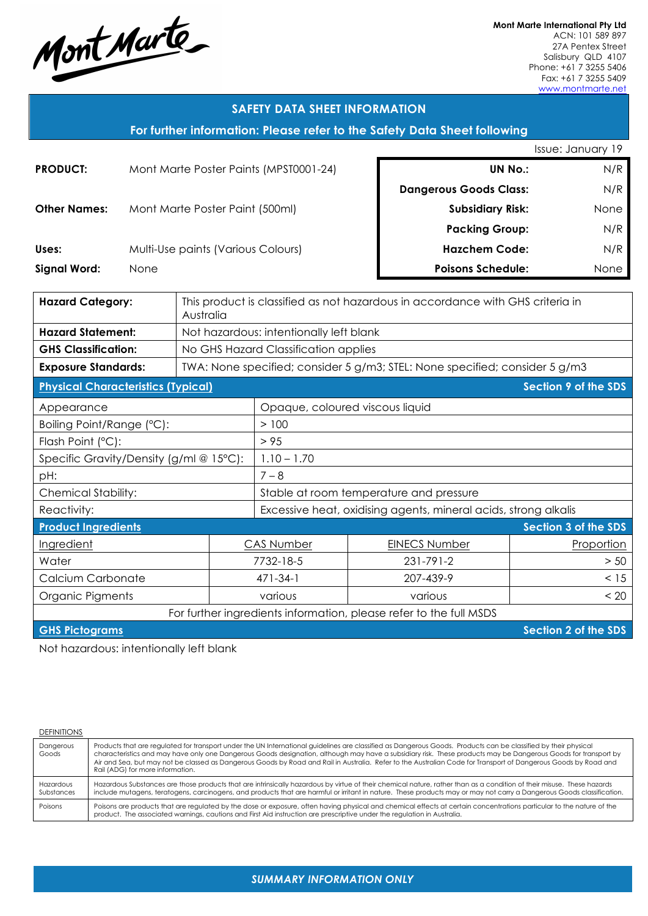Mont Marte

**Mont Marte International Pty Ltd**
ACN: 101 589 897
27A Pentex Street
Salisbury QLD 4107
Phone: +61 7 3255 5406
Fax: +61 7 3255 5409
www.montmarte.net

## SAFETY DATA SHEET INFORMATION

### For further information: Please refer to the Safety Data Sheet following

Issue: January 19

| | | | |
|---|---|---|---|
| **PRODUCT:** | Mont Marte Poster Paints (MPST0001-24) | **UN No.:** | N/R |
| | | **Dangerous Goods Class:** | N/R |
| **Other Names:** | Mont Marte Poster Paint (500ml) | **Subsidiary Risk:** | None |
| | | **Packing Group:** | N/R |
| **Uses:** | Multi-Use paints (Various Colours) | **Hazchem Code:** | N/R |
| **Signal Word:** | None | **Poisons Schedule:** | None |

| | |
|---|---|
| **Hazard Category:** | This product is classified as not hazardous in accordance with GHS criteria in Australia |
| **Hazard Statement:** | Not hazardous: intentionally left blank |
| **GHS Classification:** | No GHS Hazard Classification applies |
| **Exposure Standards:** | TWA: None specified; consider 5 g/m3; STEL: None specified; consider 5 g/m3 |

**Physical Characteristics (Typical)** — Section 9 of the SDS

| | |
|---|---|
| Appearance | Opaque, coloured viscous liquid |
| Boiling Point/Range (°C): | > 100 |
| Flash Point (°C): | > 95 |
| Specific Gravity/Density (g/ml @ 15°C): | 1.10 – 1.70 |
| pH: | 7 – 8 |
| Chemical Stability: | Stable at room temperature and pressure |
| Reactivity: | Excessive heat, oxidising agents, mineral acids, strong alkalis |

**Product Ingredients** — Section 3 of the SDS

| Ingredient | CAS Number | EINECS Number | Proportion |
|---|---|---|---|
| Water | 7732-18-5 | 231-791-2 | > 50 |
| Calcium Carbonate | 471-34-1 | 207-439-9 | < 15 |
| Organic Pigments | various | various | < 20 |

For further ingredients information, please refer to the full MSDS

**GHS Pictograms** — Section 2 of the SDS

Not hazardous: intentionally left blank

DEFINITIONS

| | |
|---|---|
| Dangerous Goods | Products that are regulated for transport under the UN International guidelines are classified as Dangerous Goods. Products can be classified by their physical characteristics and may have only one Dangerous Goods designation, although may have a subsidiary risk. These products may be Dangerous Goods for transport by Air and Sea, but may not be classed as Dangerous Goods by Road and Rail in Australia. Refer to the Australian Code for Transport of Dangerous Goods by Road and Rail (ADG) for more information. |
| Hazardous Substances | Hazardous Substances are those products that are intrinsically hazardous by virtue of their chemical nature, rather than as a condition of their misuse. These hazards include mutagens, teratogens, carcinogens, and products that are harmful or irritant in nature. These products may or may not carry a Dangerous Goods classification. |
| Poisons | Poisons are products that are regulated by the dose or exposure, often having physical and chemical effects at certain concentrations particular to the nature of the product. The associated warnings, cautions and First Aid instruction are prescriptive under the regulation in Australia. |

*SUMMARY INFORMATION ONLY*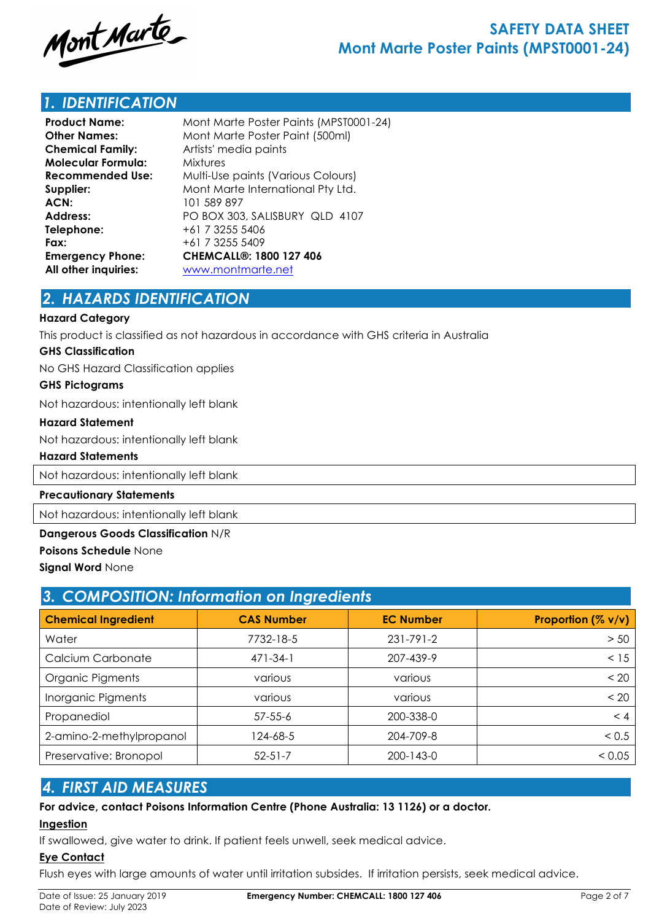## 1. IDENTIFICATION

| | |
|---|---|
| **Product Name:** | Mont Marte Poster Paints (MPST0001-24) |
| **Other Names:** | Mont Marte Poster Paint (500ml) |
| **Chemical Family:** | Artists' media paints |
| **Molecular Formula:** | Mixtures |
| **Recommended Use:** | Multi-Use paints (Various Colours) |
| **Supplier:** | Mont Marte International Pty Ltd. |
| **ACN:** | 101 589 897 |
| **Address:** | PO BOX 303, SALISBURY QLD 4107 |
| **Telephone:** | +61 7 3255 5406 |
| **Fax:** | +61 7 3255 5409 |
| **Emergency Phone:** | **CHEMCALL®: 1800 127 406** |
| **All other inquiries:** | www.montmarte.net |

## 2. HAZARDS IDENTIFICATION

**Hazard Category**

This product is classified as not hazardous in accordance with GHS criteria in Australia

**GHS Classification**

No GHS Hazard Classification applies

**GHS Pictograms**

Not hazardous: intentionally left blank

**Hazard Statement**

Not hazardous: intentionally left blank

**Hazard Statements**

Not hazardous: intentionally left blank

**Precautionary Statements**

Not hazardous: intentionally left blank

**Dangerous Goods Classification** N/R

**Poisons Schedule** None

**Signal Word** None

## 3. COMPOSITION: Information on Ingredients

| Chemical Ingredient | CAS Number | EC Number | Proportion (% v/v) |
|---|---|---|---|
| Water | 7732-18-5 | 231-791-2 | > 50 |
| Calcium Carbonate | 471-34-1 | 207-439-9 | < 15 |
| Organic Pigments | various | various | < 20 |
| Inorganic Pigments | various | various | < 20 |
| Propanediol | 57-55-6 | 200-338-0 | < 4 |
| 2-amino-2-methylpropanol | 124-68-5 | 204-709-8 | < 0.5 |
| Preservative: Bronopol | 52-51-7 | 200-143-0 | < 0.05 |

## 4. FIRST AID MEASURES

**For advice, contact Poisons Information Centre (Phone Australia: 13 1126) or a doctor.**

**Ingestion**

If swallowed, give water to drink. If patient feels unwell, seek medical advice.

**Eye Contact**

Flush eyes with large amounts of water until irritation subsides. If irritation persists, seek medical advice.

Date of Issue: 25 January 2019
Date of Review: July 2023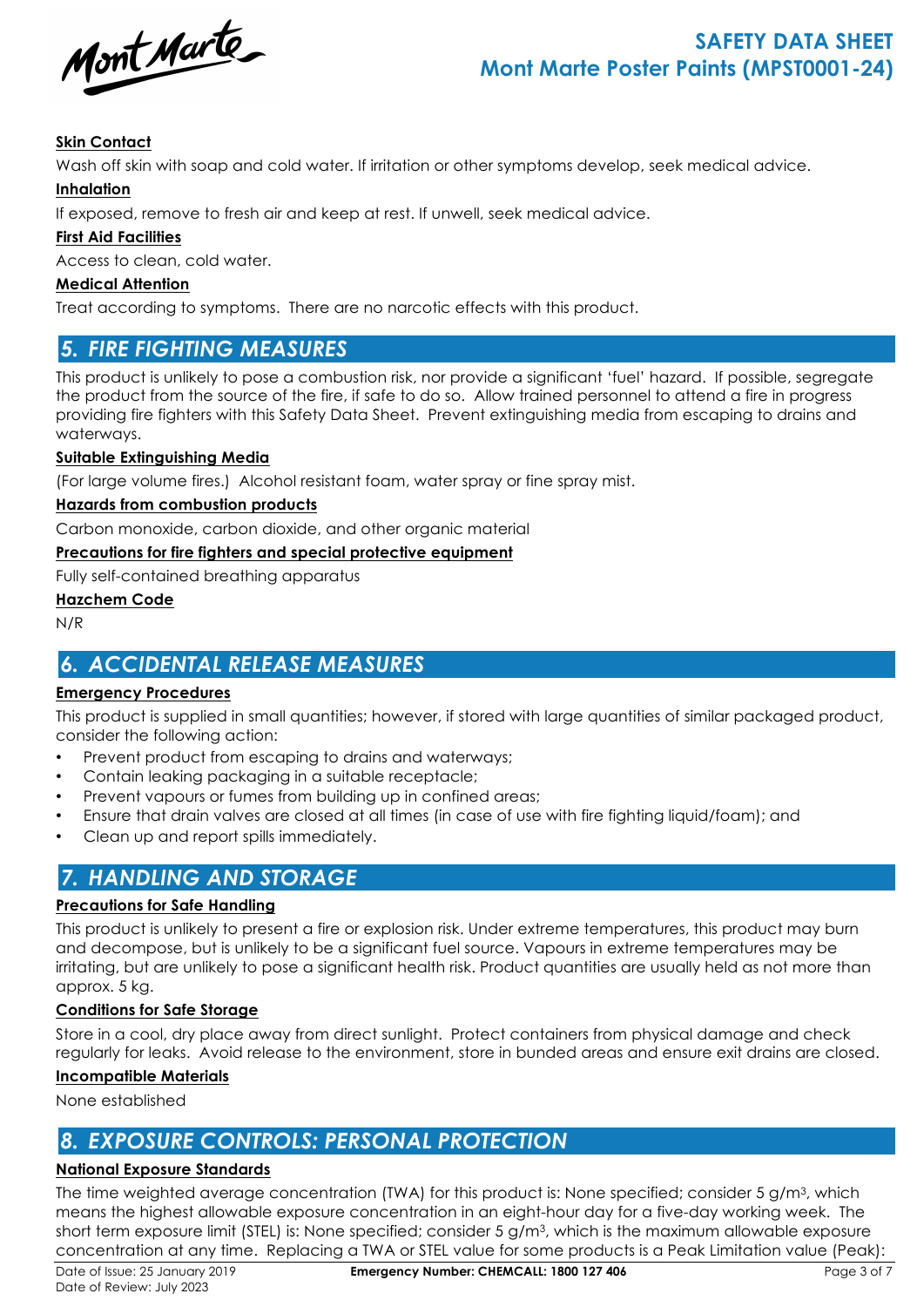**Skin Contact**

Wash off skin with soap and cold water. If irritation or other symptoms develop, seek medical advice.

**Inhalation**

If exposed, remove to fresh air and keep at rest. If unwell, seek medical advice.

**First Aid Facilities**

Access to clean, cold water.

**Medical Attention**

Treat according to symptoms. There are no narcotic effects with this product.

## 5. FIRE FIGHTING MEASURES

This product is unlikely to pose a combustion risk, nor provide a significant 'fuel' hazard. If possible, segregate the product from the source of the fire, if safe to do so. Allow trained personnel to attend a fire in progress providing fire fighters with this Safety Data Sheet. Prevent extinguishing media from escaping to drains and waterways.

**Suitable Extinguishing Media**

(For large volume fires.) Alcohol resistant foam, water spray or fine spray mist.

**Hazards from combustion products**

Carbon monoxide, carbon dioxide, and other organic material

**Precautions for fire fighters and special protective equipment**

Fully self-contained breathing apparatus

**Hazchem Code**

N/R

## 6. ACCIDENTAL RELEASE MEASURES

**Emergency Procedures**

This product is supplied in small quantities; however, if stored with large quantities of similar packaged product, consider the following action:

- Prevent product from escaping to drains and waterways;
- Contain leaking packaging in a suitable receptacle;
- Prevent vapours or fumes from building up in confined areas;
- Ensure that drain valves are closed at all times (in case of use with fire fighting liquid/foam); and
- Clean up and report spills immediately.

## 7. HANDLING AND STORAGE

**Precautions for Safe Handling**

This product is unlikely to present a fire or explosion risk. Under extreme temperatures, this product may burn and decompose, but is unlikely to be a significant fuel source. Vapours in extreme temperatures may be irritating, but are unlikely to pose a significant health risk. Product quantities are usually held as not more than approx. 5 kg.

**Conditions for Safe Storage**

Store in a cool, dry place away from direct sunlight. Protect containers from physical damage and check regularly for leaks. Avoid release to the environment, store in bunded areas and ensure exit drains are closed.

**Incompatible Materials**

None established

## 8. EXPOSURE CONTROLS: PERSONAL PROTECTION

**National Exposure Standards**

The time weighted average concentration (TWA) for this product is: None specified; consider 5 g/m$^3$, which means the highest allowable exposure concentration in an eight-hour day for a five-day working week. The short term exposure limit (STEL) is: None specified; consider 5 g/m$^3$, which is the maximum allowable exposure concentration at any time. Replacing a TWA or STEL value for some products is a Peak Limitation value (Peak):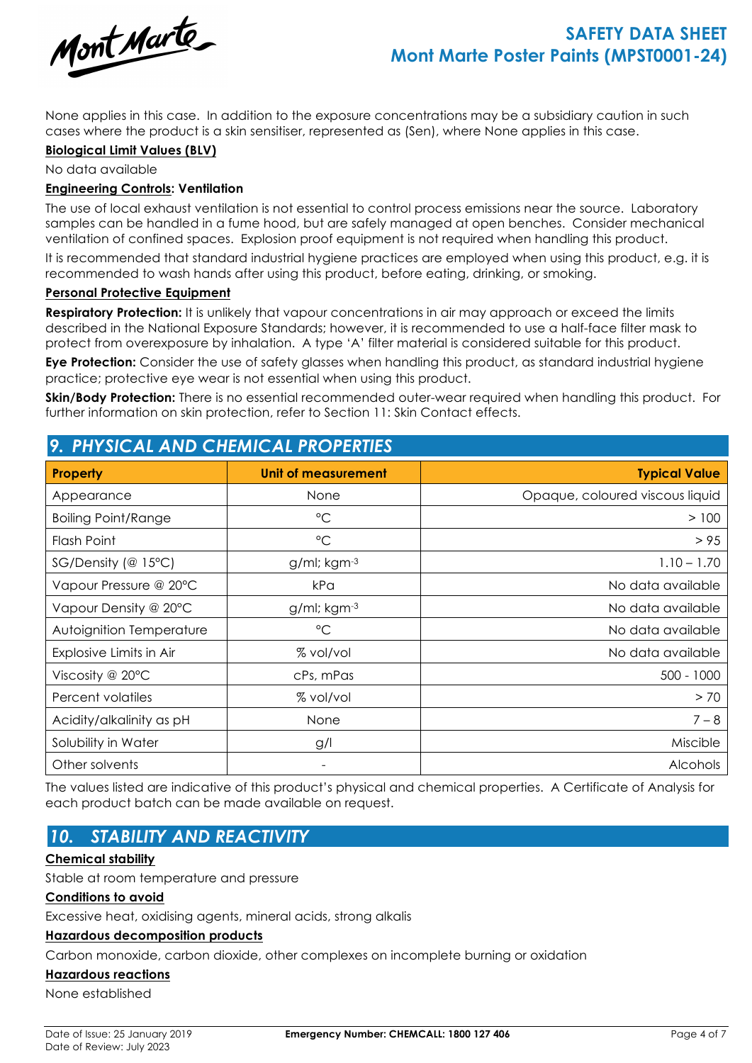None applies in this case. In addition to the exposure concentrations may be a subsidiary caution in such cases where the product is a skin sensitiser, represented as (Sen), where None applies in this case.

**Biological Limit Values (BLV)**

No data available

**Engineering Controls: Ventilation**

The use of local exhaust ventilation is not essential to control process emissions near the source. Laboratory samples can be handled in a fume hood, but are safely managed at open benches. Consider mechanical ventilation of confined spaces. Explosion proof equipment is not required when handling this product.

It is recommended that standard industrial hygiene practices are employed when using this product, e.g. it is recommended to wash hands after using this product, before eating, drinking, or smoking.

**Personal Protective Equipment**

**Respiratory Protection:** It is unlikely that vapour concentrations in air may approach or exceed the limits described in the National Exposure Standards; however, it is recommended to use a half-face filter mask to protect from overexposure by inhalation. A type 'A' filter material is considered suitable for this product.

**Eye Protection:** Consider the use of safety glasses when handling this product, as standard industrial hygiene practice; protective eye wear is not essential when using this product.

**Skin/Body Protection:** There is no essential recommended outer-wear required when handling this product. For further information on skin protection, refer to Section 11: Skin Contact effects.

## 9. PHYSICAL AND CHEMICAL PROPERTIES

| Property | Unit of measurement | Typical Value |
|---|---|---|
| Appearance | None | Opaque, coloured viscous liquid |
| Boiling Point/Range | °C | > 100 |
| Flash Point | °C | > 95 |
| SG/Density (@ 15°C) | g/ml; $kgm^{-3}$ | 1.10 – 1.70 |
| Vapour Pressure @ 20°C | kPa | No data available |
| Vapour Density @ 20°C | g/ml; $kgm^{-3}$ | No data available |
| Autoignition Temperature | °C | No data available |
| Explosive Limits in Air | % vol/vol | No data available |
| Viscosity @ 20°C | cPs, mPas | 500 - 1000 |
| Percent volatiles | % vol/vol | > 70 |
| Acidity/alkalinity as pH | None | 7 – 8 |
| Solubility in Water | g/l | Miscible |
| Other solvents | - | Alcohols |

The values listed are indicative of this product's physical and chemical properties. A Certificate of Analysis for each product batch can be made available on request.

## 10. STABILITY AND REACTIVITY

**Chemical stability**

Stable at room temperature and pressure

**Conditions to avoid**

Excessive heat, oxidising agents, mineral acids, strong alkalis

**Hazardous decomposition products**

Carbon monoxide, carbon dioxide, other complexes on incomplete burning or oxidation

**Hazardous reactions**

None established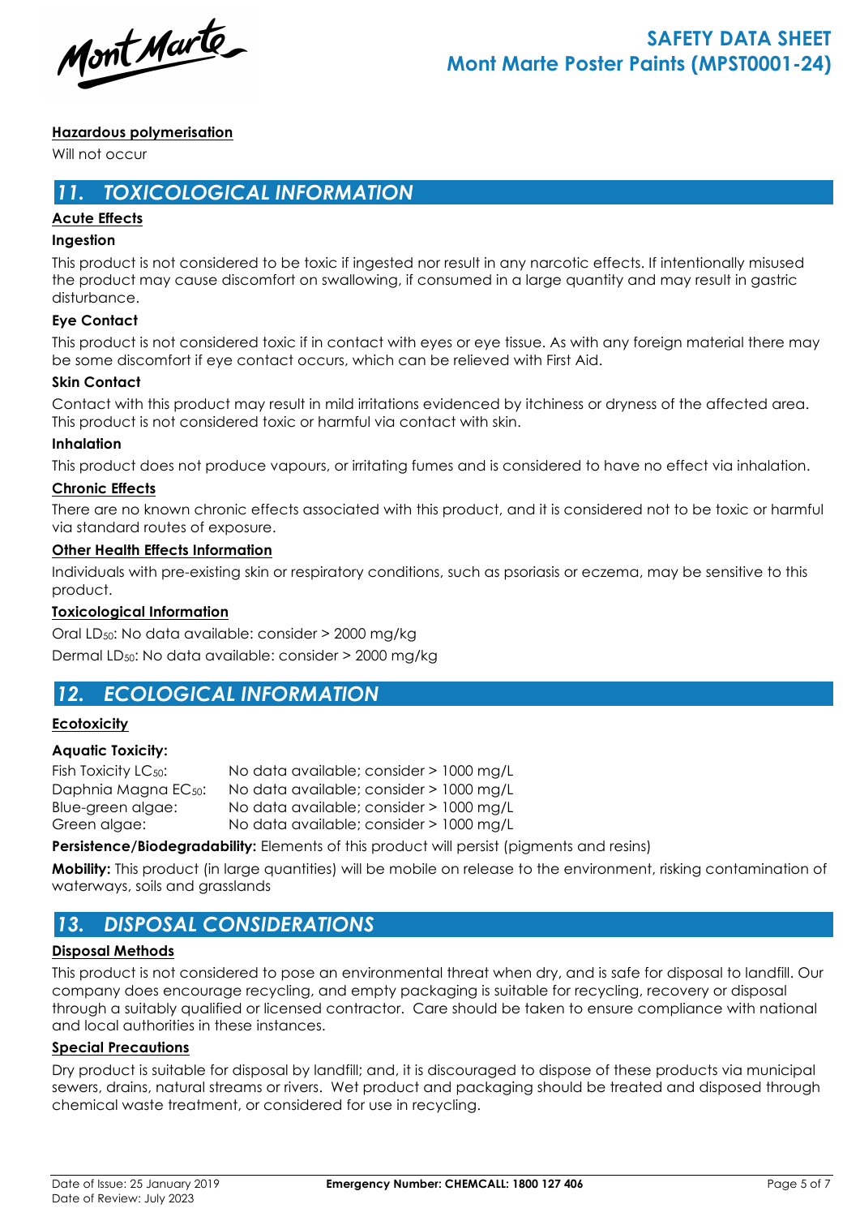### Hazardous polymerisation

Will not occur

## 11. TOXICOLOGICAL INFORMATION

### Acute Effects

**Ingestion**

This product is not considered to be toxic if ingested nor result in any narcotic effects. If intentionally misused the product may cause discomfort on swallowing, if consumed in a large quantity and may result in gastric disturbance.

**Eye Contact**

This product is not considered toxic if in contact with eyes or eye tissue. As with any foreign material there may be some discomfort if eye contact occurs, which can be relieved with First Aid.

**Skin Contact**

Contact with this product may result in mild irritations evidenced by itchiness or dryness of the affected area. This product is not considered toxic or harmful via contact with skin.

**Inhalation**

This product does not produce vapours, or irritating fumes and is considered to have no effect via inhalation.

### Chronic Effects

There are no known chronic effects associated with this product, and it is considered not to be toxic or harmful via standard routes of exposure.

### Other Health Effects Information

Individuals with pre-existing skin or respiratory conditions, such as psoriasis or eczema, may be sensitive to this product.

### Toxicological Information

Oral $LD_{50}$: No data available: consider > 2000 mg/kg

Dermal $LD_{50}$: No data available: consider > 2000 mg/kg

## 12. ECOLOGICAL INFORMATION

### Ecotoxicity

**Aquatic Toxicity:**

| | |
|---|---|
| Fish Toxicity $LC_{50}$: | No data available; consider > 1000 mg/L |
| Daphnia Magna $EC_{50}$: | No data available; consider > 1000 mg/L |
| Blue-green algae: | No data available; consider > 1000 mg/L |
| Green algae: | No data available; consider > 1000 mg/L |

**Persistence/Biodegradability:** Elements of this product will persist (pigments and resins)

**Mobility:** This product (in large quantities) will be mobile on release to the environment, risking contamination of waterways, soils and grasslands

## 13. DISPOSAL CONSIDERATIONS

### Disposal Methods

This product is not considered to pose an environmental threat when dry, and is safe for disposal to landfill. Our company does encourage recycling, and empty packaging is suitable for recycling, recovery or disposal through a suitably qualified or licensed contractor. Care should be taken to ensure compliance with national and local authorities in these instances.

### Special Precautions

Dry product is suitable for disposal by landfill; and, it is discouraged to dispose of these products via municipal sewers, drains, natural streams or rivers. Wet product and packaging should be treated and disposed through chemical waste treatment, or considered for use in recycling.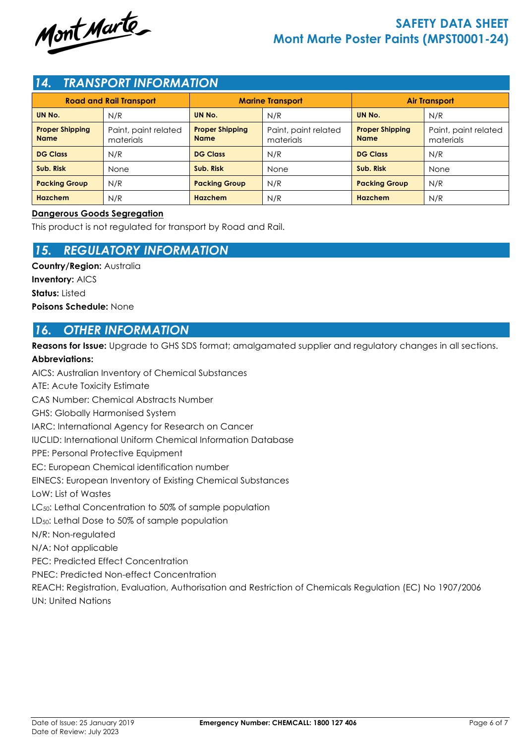## 14. TRANSPORT INFORMATION

| Road and Rail Transport | | Marine Transport | | Air Transport | |
|---|---|---|---|---|---|
| **UN No.** | N/R | **UN No.** | N/R | **UN No.** | N/R |
| **Proper Shipping Name** | Paint, paint related materials | **Proper Shipping Name** | Paint, paint related materials | **Proper Shipping Name** | Paint, paint related materials |
| **DG Class** | N/R | **DG Class** | N/R | **DG Class** | N/R |
| **Sub. Risk** | None | **Sub. Risk** | None | **Sub. Risk** | None |
| **Packing Group** | N/R | **Packing Group** | N/R | **Packing Group** | N/R |
| **Hazchem** | N/R | **Hazchem** | N/R | **Hazchem** | N/R |

**Dangerous Goods Segregation**

This product is not regulated for transport by Road and Rail.

## 15. REGULATORY INFORMATION

**Country/Region:** Australia

**Inventory:** AICS

**Status:** Listed

**Poisons Schedule:** None

## 16. OTHER INFORMATION

**Reasons for Issue:** Upgrade to GHS SDS format; amalgamated supplier and regulatory changes in all sections.

**Abbreviations:**

AICS: Australian Inventory of Chemical Substances

ATE: Acute Toxicity Estimate

CAS Number: Chemical Abstracts Number

GHS: Globally Harmonised System

IARC: International Agency for Research on Cancer

IUCLID: International Uniform Chemical Information Database

PPE: Personal Protective Equipment

EC: European Chemical identification number

EINECS: European Inventory of Existing Chemical Substances

LoW: List of Wastes

$LC_{50}$: Lethal Concentration to 50% of sample population

$LD_{50}$: Lethal Dose to 50% of sample population

N/R: Non-regulated

N/A: Not applicable

PEC: Predicted Effect Concentration

PNEC: Predicted Non-effect Concentration

REACH: Registration, Evaluation, Authorisation and Restriction of Chemicals Regulation (EC) No 1907/2006

UN: United Nations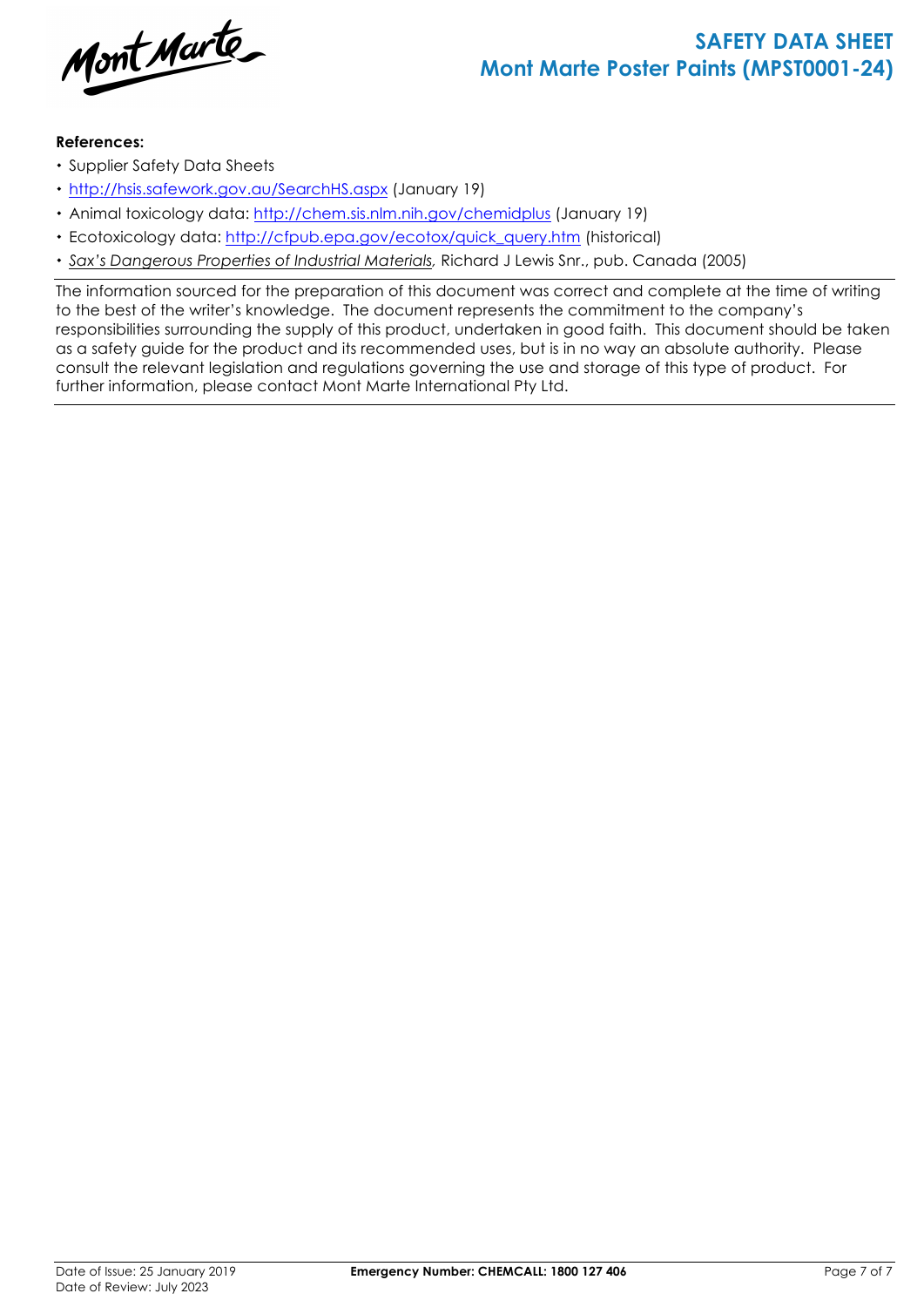**References:**

- Supplier Safety Data Sheets
- http://hsis.safework.gov.au/SearchHS.aspx (January 19)
- Animal toxicology data: http://chem.sis.nlm.nih.gov/chemidplus (January 19)
- Ecotoxicology data: http://cfpub.epa.gov/ecotox/quick_query.htm (historical)
- *Sax's Dangerous Properties of Industrial Materials,* Richard J Lewis Snr., pub. Canada (2005)

The information sourced for the preparation of this document was correct and complete at the time of writing to the best of the writer's knowledge. The document represents the commitment to the company's responsibilities surrounding the supply of this product, undertaken in good faith. This document should be taken as a safety guide for the product and its recommended uses, but is in no way an absolute authority. Please consult the relevant legislation and regulations governing the use and storage of this type of product. For further information, please contact Mont Marte International Pty Ltd.